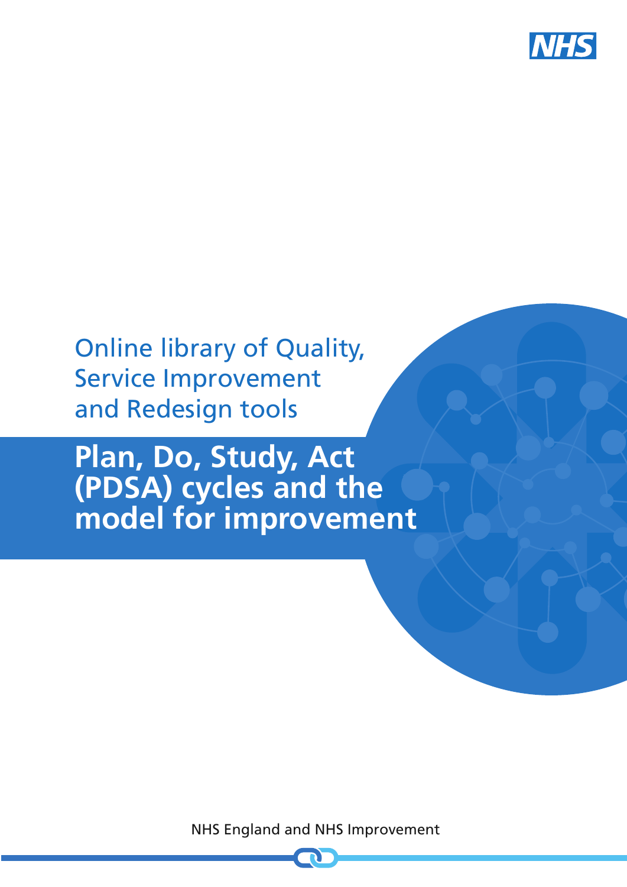Online library of Quality, Service Improvement and Redesign tools

# Plan, Do, Study, Act (PDSA) cycles and the model for improvement

NHS England and NHS Improvement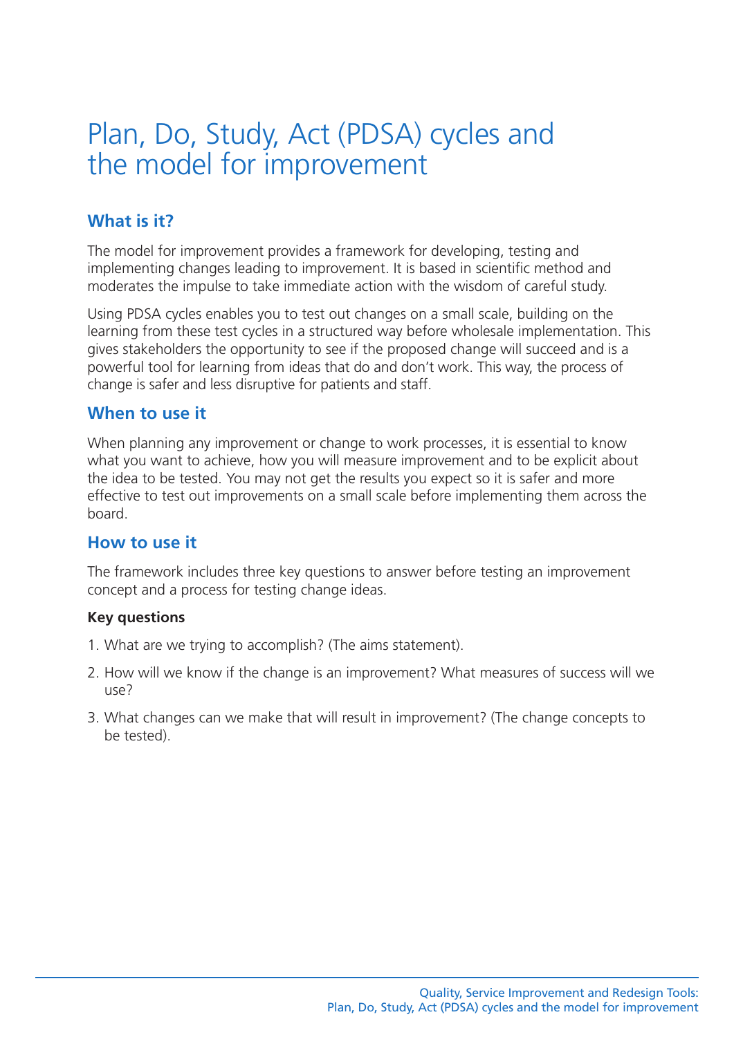# Plan, Do, Study, Act (PDSA) cycles and the model for improvement

## What is it?

The model for improvement provides a framework for developing, testing and implementing changes leading to improvement. It is based in scientific method and moderates the impulse to take immediate action with the wisdom of careful study.

Using PDSA cycles enables you to test out changes on a small scale, building on the learning from these test cycles in a structured way before wholesale implementation. This gives stakeholders the opportunity to see if the proposed change will succeed and is a powerful tool for learning from ideas that do and don't work. This way, the process of change is safer and less disruptive for patients and staff.

## When to use it

When planning any improvement or change to work processes, it is essential to know what you want to achieve, how you will measure improvement and to be explicit about the idea to be tested. You may not get the results you expect so it is safer and more effective to test out improvements on a small scale before implementing them across the board.

## How to use it

The framework includes three key questions to answer before testing an improvement concept and a process for testing change ideas.

**Key questions**

1. What are we trying to accomplish? (The aims statement).
2. How will we know if the change is an improvement? What measures of success will we use?
3. What changes can we make that will result in improvement? (The change concepts to be tested).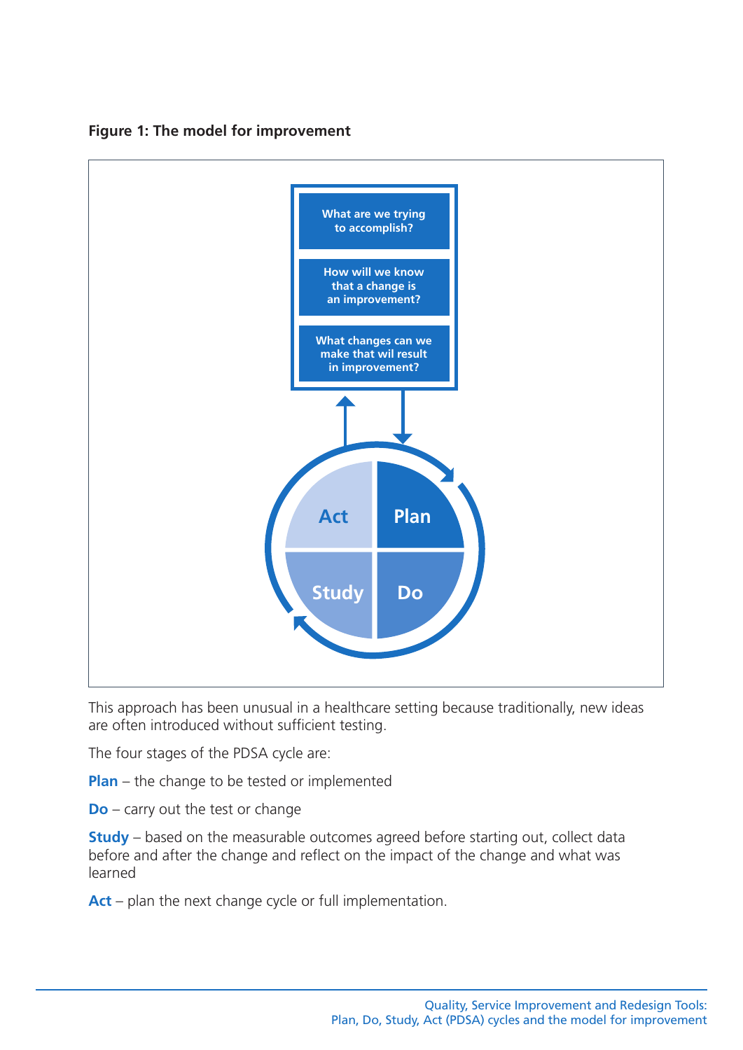**Figure 1: The model for improvement**

What are we trying to accomplish?

How will we know that a change is an improvement?

What changes can we make that wil result in improvement?

Act | Plan | Study | Do

This approach has been unusual in a healthcare setting because traditionally, new ideas are often introduced without sufficient testing.

The four stages of the PDSA cycle are:

**Plan** – the change to be tested or implemented

**Do** – carry out the test or change

**Study** – based on the measurable outcomes agreed before starting out, collect data before and after the change and reflect on the impact of the change and what was learned

**Act** – plan the next change cycle or full implementation.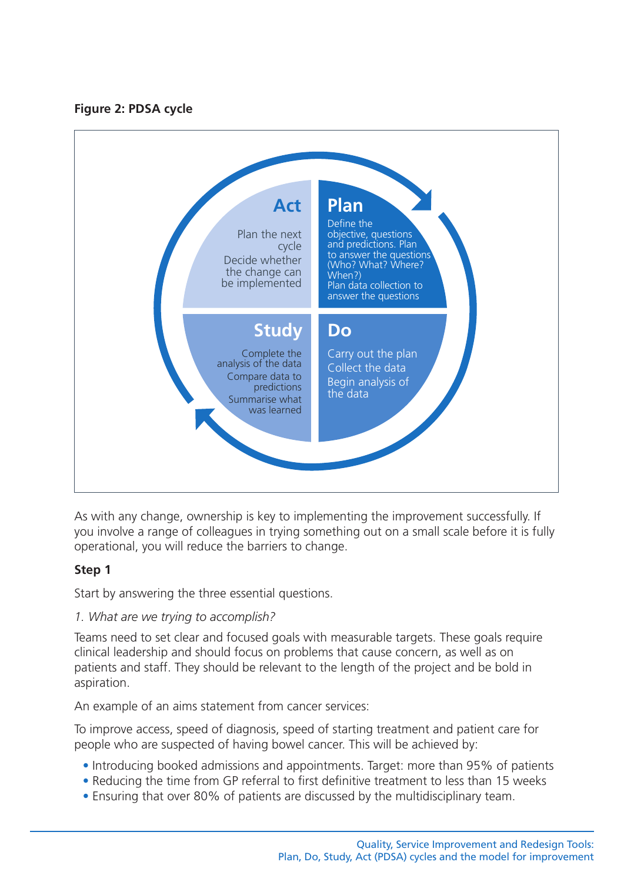**Figure 2: PDSA cycle**

**Act**

Plan the next cycle

Decide whether the change can be implemented

**Plan**

Define the objective, questions and predictions. Plan to answer the questions (Who? What? Where? When?)

Plan data collection to answer the questions

**Study**

Complete the analysis of the data

Compare data to predictions

Summarise what was learned

**Do**

Carry out the plan

Collect the data

Begin analysis of the data

As with any change, ownership is key to implementing the improvement successfully. If you involve a range of colleagues in trying something out on a small scale before it is fully operational, you will reduce the barriers to change.

### Step 1

Start by answering the three essential questions.

*1. What are we trying to accomplish?*

Teams need to set clear and focused goals with measurable targets. These goals require clinical leadership and should focus on problems that cause concern, as well as on patients and staff. They should be relevant to the length of the project and be bold in aspiration.

An example of an aims statement from cancer services:

To improve access, speed of diagnosis, speed of starting treatment and patient care for people who are suspected of having bowel cancer. This will be achieved by:

- Introducing booked admissions and appointments. Target: more than 95% of patients
- Reducing the time from GP referral to first definitive treatment to less than 15 weeks
- Ensuring that over 80% of patients are discussed by the multidisciplinary team.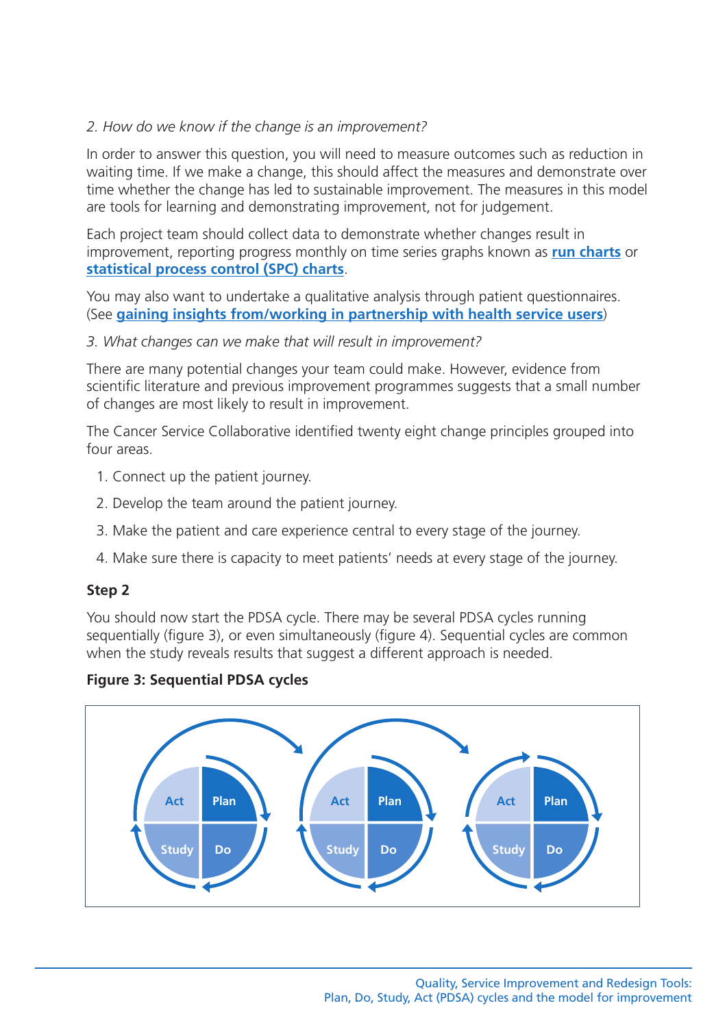*2. How do we know if the change is an improvement?*

In order to answer this question, you will need to measure outcomes such as reduction in waiting time. If we make a change, this should affect the measures and demonstrate over time whether the change has led to sustainable improvement. The measures in this model are tools for learning and demonstrating improvement, not for judgement.

Each project team should collect data to demonstrate whether changes result in improvement, reporting progress monthly on time series graphs known as **run charts** or **statistical process control (SPC) charts**.

You may also want to undertake a qualitative analysis through patient questionnaires. (See **gaining insights from/working in partnership with health service users**)

*3. What changes can we make that will result in improvement?*

There are many potential changes your team could make. However, evidence from scientific literature and previous improvement programmes suggests that a small number of changes are most likely to result in improvement.

The Cancer Service Collaborative identified twenty eight change principles grouped into four areas.

1. Connect up the patient journey.
2. Develop the team around the patient journey.
3. Make the patient and care experience central to every stage of the journey.
4. Make sure there is capacity to meet patients' needs at every stage of the journey.

**Step 2**

You should now start the PDSA cycle. There may be several PDSA cycles running sequentially (figure 3), or even simultaneously (figure 4). Sequential cycles are common when the study reveals results that suggest a different approach is needed.

**Figure 3: Sequential PDSA cycles**

Act Plan Study Do — Act Plan Study Do — Act Plan Study Do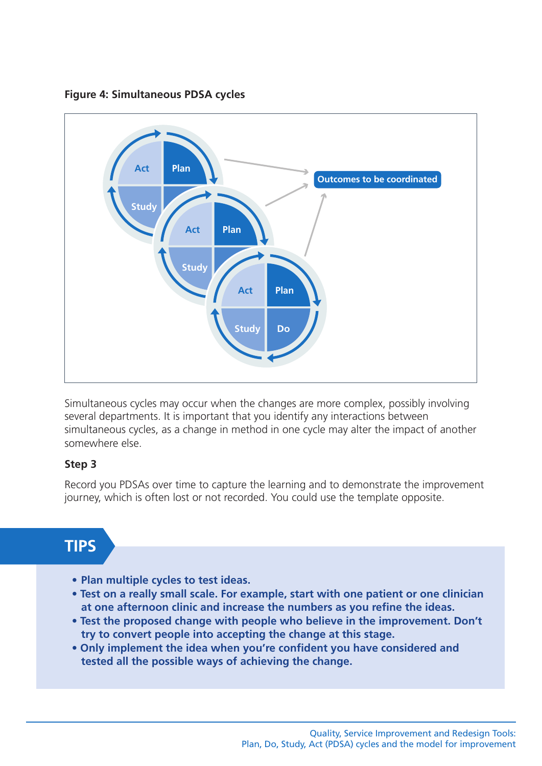**Figure 4: Simultaneous PDSA cycles**

Simultaneous cycles may occur when the changes are more complex, possibly involving several departments. It is important that you identify any interactions between simultaneous cycles, as a change in method in one cycle may alter the impact of another somewhere else.

### Step 3

Record you PDSAs over time to capture the learning and to demonstrate the improvement journey, which is often lost or not recorded. You could use the template opposite.

## TIPS

- **Plan multiple cycles to test ideas.**
- **Test on a really small scale. For example, start with one patient or one clinician at one afternoon clinic and increase the numbers as you refine the ideas.**
- **Test the proposed change with people who believe in the improvement. Don't try to convert people into accepting the change at this stage.**
- **Only implement the idea when you're confident you have considered and tested all the possible ways of achieving the change.**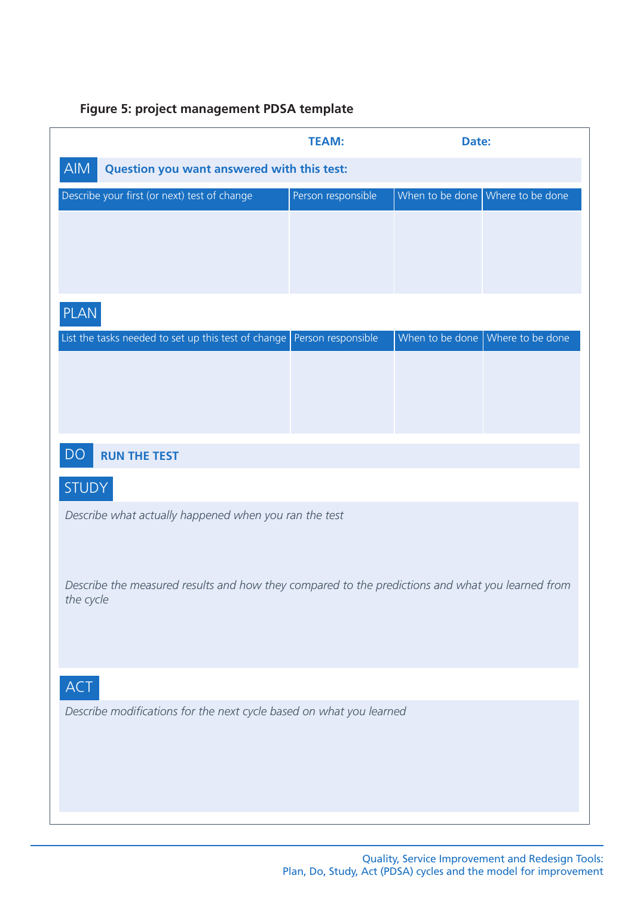**Figure 5: project management PDSA template**

**TEAM:** **Date:**

## AIM

**Question you want answered with this test:**

| Describe your first (or next) test of change | Person responsible | When to be done | Where to be done |
|---|---|---|---|
| | | | |

## PLAN

| List the tasks needed to set up this test of change | Person responsible | When to be done | Where to be done |
|---|---|---|---|
| | | | |

## DO

**RUN THE TEST**

## STUDY

*Describe what actually happened when you ran the test*

*Describe the measured results and how they compared to the predictions and what you learned from the cycle*

## ACT

*Describe modifications for the next cycle based on what you learned*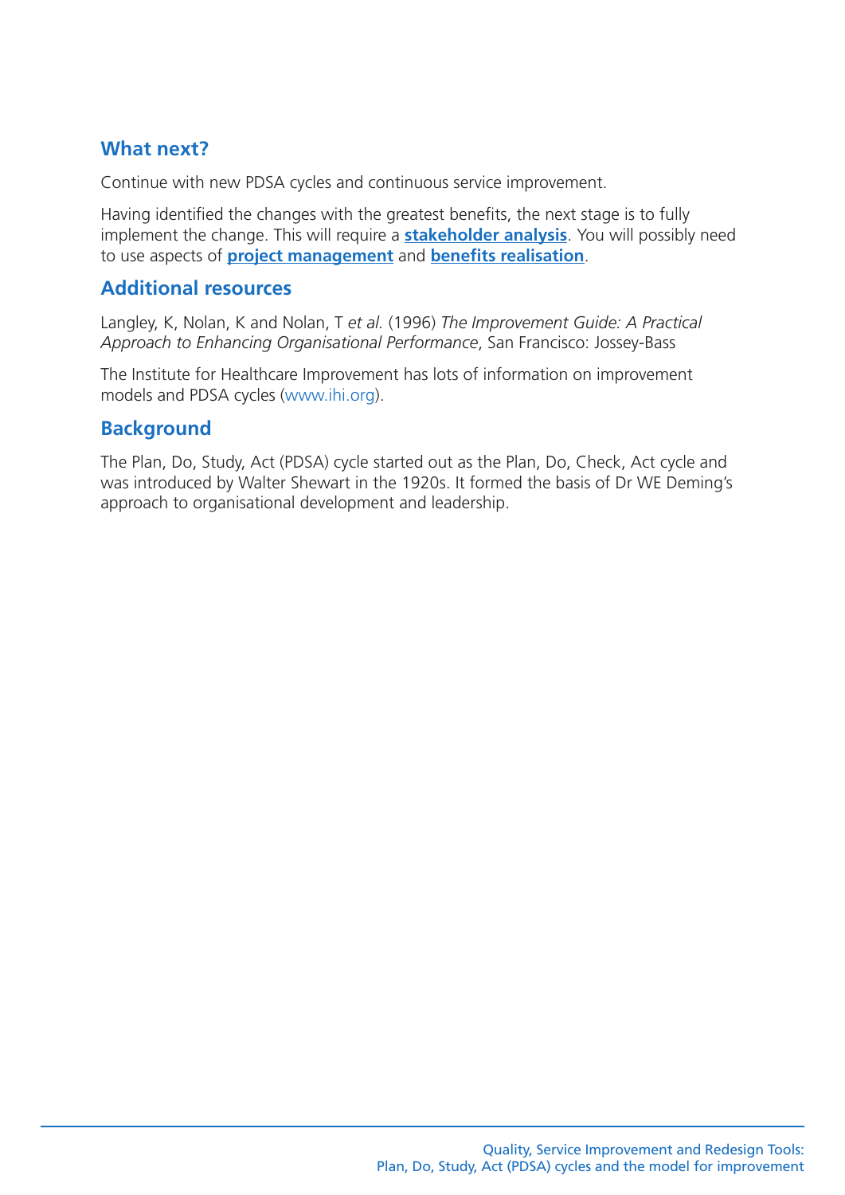## What next?

Continue with new PDSA cycles and continuous service improvement.

Having identified the changes with the greatest benefits, the next stage is to fully implement the change. This will require a **stakeholder analysis**. You will possibly need to use aspects of **project management** and **benefits realisation**.

## Additional resources

Langley, K, Nolan, K and Nolan, T *et al.* (1996) *The Improvement Guide: A Practical Approach to Enhancing Organisational Performance*, San Francisco: Jossey-Bass

The Institute for Healthcare Improvement has lots of information on improvement models and PDSA cycles (www.ihi.org).

## Background

The Plan, Do, Study, Act (PDSA) cycle started out as the Plan, Do, Check, Act cycle and was introduced by Walter Shewart in the 1920s. It formed the basis of Dr WE Deming's approach to organisational development and leadership.